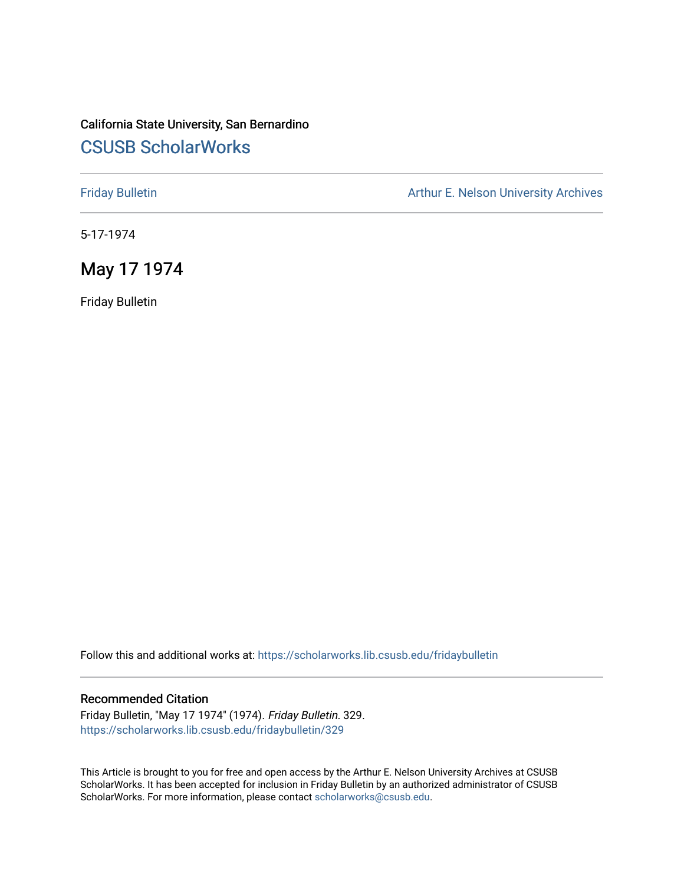California State University, San Bernardino

# CSUSB ScholarWorks

Friday Bulletin

Arthur E. Nelson University Archives

5-17-1974

## May 17 1974

Friday Bulletin

Follow this and additional works at: https://scholarworks.lib.csusb.edu/fridaybulletin

### Recommended Citation

Friday Bulletin, "May 17 1974" (1974). *Friday Bulletin*. 329.
https://scholarworks.lib.csusb.edu/fridaybulletin/329

This Article is brought to you for free and open access by the Arthur E. Nelson University Archives at CSUSB ScholarWorks. It has been accepted for inclusion in Friday Bulletin by an authorized administrator of CSUSB ScholarWorks. For more information, please contact scholarworks@csusb.edu.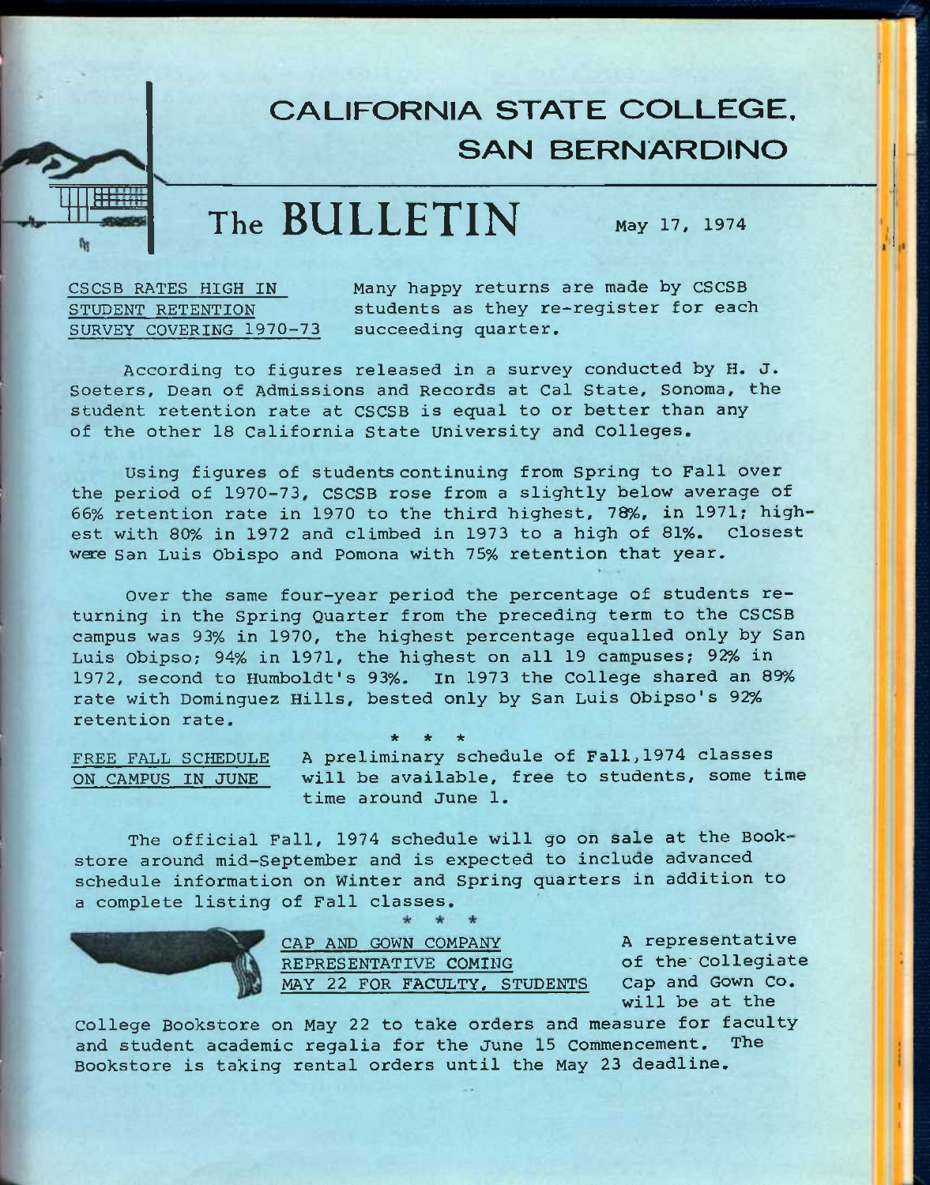# CALIFORNIA STATE COLLEGE, SAN BERNARDINO

## The BULLETIN

May 17, 1974

CSCSB RATES HIGH IN STUDENT RETENTION SURVEY COVERING 1970-73

Many happy returns are made by CSCSB students as they re-register for each succeeding quarter.

According to figures released in a survey conducted by H. J. Soeters, Dean of Admissions and Records at Cal State, Sonoma, the student retention rate at CSCSB is equal to or better than any of the other 18 California State University and Colleges.

Using figures of students continuing from Spring to Fall over the period of 1970-73, CSCSB rose from a slightly below average of 66% retention rate in 1970 to the third highest, 78%, in 1971; highest with 80% in 1972 and climbed in 1973 to a high of 81%. Closest were San Luis Obispo and Pomona with 75% retention that year.

Over the same four-year period the percentage of students returning in the Spring Quarter from the preceding term to the CSCSB campus was 93% in 1970, the highest percentage equalled only by San Luis Obispo; 94% in 1971, the highest on all 19 campuses; 92% in 1972, second to Humboldt's 93%. In 1973 the College shared an 89% rate with Dominguez Hills, bested only by San Luis Obispo's 92% retention rate.

\* \* \*

FREE FALL SCHEDULE ON CAMPUS IN JUNE

A preliminary schedule of Fall, 1974 classes will be available, free to students, some time time around June 1.

The official Fall, 1974 schedule will go on sale at the Bookstore around mid-September and is expected to include advanced schedule information on Winter and Spring quarters in addition to a complete listing of Fall classes.

\* \* \*

CAP AND GOWN COMPANY REPRESENTATIVE COMING MAY 22 FOR FACULTY, STUDENTS

A representative of the Collegiate Cap and Gown Co. will be at the College Bookstore on May 22 to take orders and measure for faculty and student academic regalia for the June 15 Commencement. The Bookstore is taking rental orders until the May 23 deadline.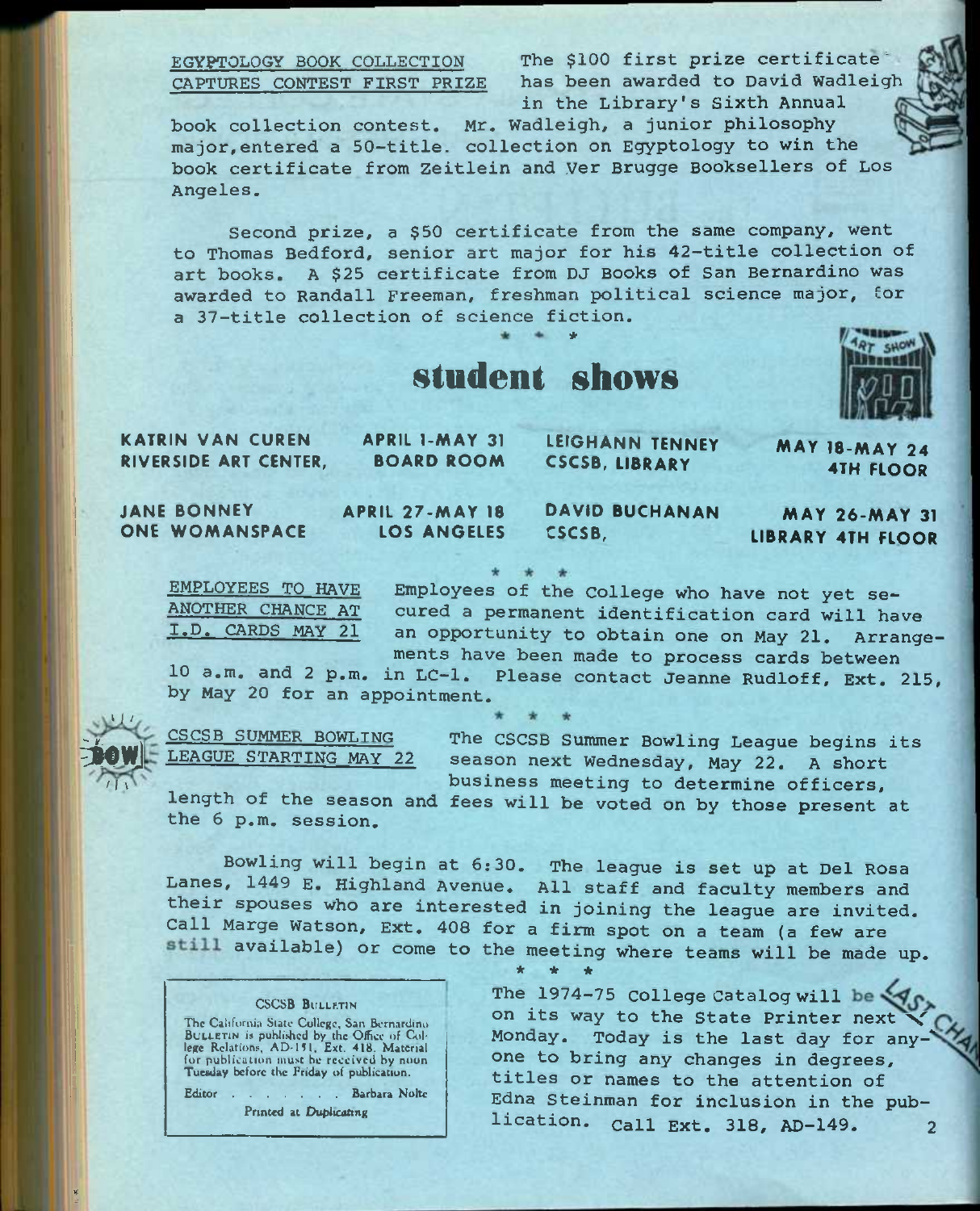EGYPTOLOGY BOOK COLLECTION CAPTURES CONTEST FIRST PRIZE

The $100 first prize certificate has been awarded to David Wadleigh in the Library's Sixth Annual book collection contest. Mr. Wadleigh, a junior philosophy major, entered a 50-title collection on Egyptology to win the book certificate from Zeitlein and Ver Brugge Booksellers of Los Angeles.

Second prize, a $50 certificate from the same company, went to Thomas Bedford, senior art major for his 42-title collection of art books. A $25 certificate from DJ Books of San Bernardino was awarded to Randall Freeman, freshman political science major, for a 37-title collection of science fiction.

\* \* \*

## student shows

| | | | |
|---|---|---|---|
| KATRIN VAN CUREN RIVERSIDE ART CENTER, | APRIL 1-MAY 31 BOARD ROOM | LEIGHANN TENNEY CSCSB, LIBRARY | MAY 18-MAY 24 4TH FLOOR |
| JANE BONNEY ONE WOMANSPACE | APRIL 27-MAY 18 LOS ANGELES | DAVID BUCHANAN CSCSB, | MAY 26-MAY 31 LIBRARY 4TH FLOOR |

\* \* \*

EMPLOYEES TO HAVE ANOTHER CHANCE AT I.D. CARDS MAY 21

Employees of the College who have not yet secured a permanent identification card will have an opportunity to obtain one on May 21. Arrangements have been made to process cards between 10 a.m. and 2 p.m. in LC-1. Please contact Jeanne Rudloff, Ext. 215, by May 20 for an appointment.

\* \* \*

CSCSB SUMMER BOWLING LEAGUE STARTING MAY 22

The CSCSB Summer Bowling League begins its season next Wednesday, May 22. A short business meeting to determine officers, length of the season and fees will be voted on by those present at the 6 p.m. session.

Bowling will begin at 6:30. The league is set up at Del Rosa Lanes, 1449 E. Highland Avenue. All staff and faculty members and their spouses who are interested in joining the league are invited. Call Marge Watson, Ext. 408 for a firm spot on a team (a few are still available) or come to the meeting where teams will be made up.

\* \* \*

LAST CHANCE

The 1974-75 College Catalog will be on its way to the State Printer next Monday. Today is the last day for anyone to bring any changes in degrees, titles or names to the attention of Edna Steinman for inclusion in the publication. Call Ext. 318, AD-149.

CSCSB BULLETIN

The California State College, San Bernardino BULLETIN is published by the Office of College Relations, AD-151, Ext. 418. Material for publication must be received by noon Tuesday before the Friday of publication.

Editor . . . . . . . . Barbara Nolte

Printed at *Duplicating*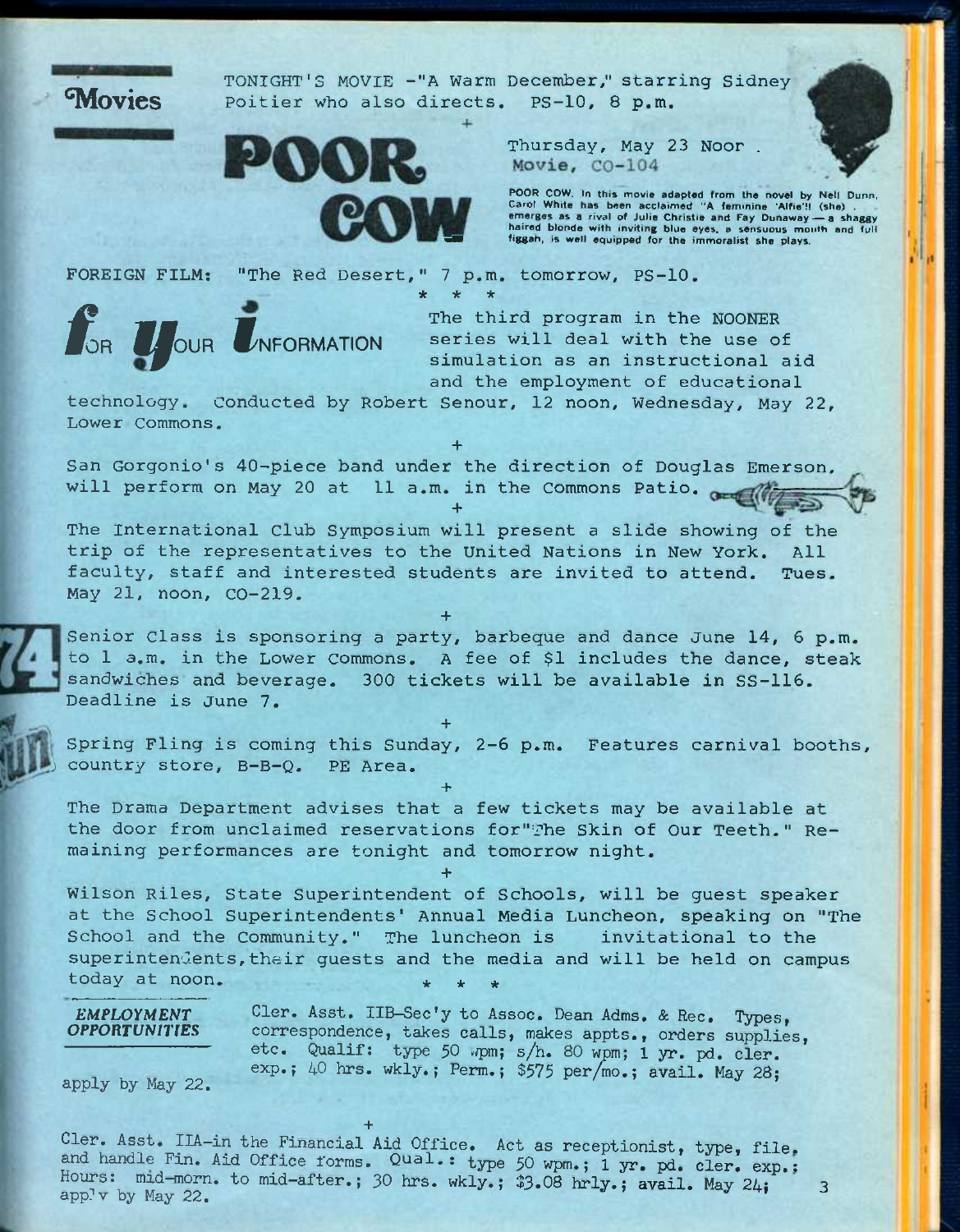## Movies

TONIGHT'S MOVIE -"A Warm December," starring Sidney Poitier who also directs. PS-10, 8 p.m.

+

**POOR COW**

Thursday, May 23 Noor . Movie, CO-104

POOR COW. In this movie adapted from the novel by Nell Dunn, Carol White has been acclaimed "A feminine 'Alfie'!! (she) . emerges as a rival of Julie Christie and Fay Dunaway — a shaggy haired blonde with inviting blue eyes, a sensuous mouth and full figgah, is well equipped for the immoralist she plays.

FOREIGN FILM: "The Red Desert," 7 p.m. tomorrow, PS-10.

\* \* \*

## FOR YOUR INFORMATION

The third program in the NOONER series will deal with the use of simulation as an instructional aid and the employment of educational technology. Conducted by Robert Senour, 12 noon, Wednesday, May 22, Lower Commons.

+

San Gorgonio's 40-piece band under the direction of Douglas Emerson, will perform on May 20 at 11 a.m. in the Commons Patio.

+

The International Club Symposium will present a slide showing of the trip of the representatives to the United Nations in New York. All faculty, staff and interested students are invited to attend. Tues. May 21, noon, CO-219.

+

Senior Class is sponsoring a party, barbeque and dance June 14, 6 p.m. to 1 a.m. in the Lower Commons. A fee of $1 includes the dance, steak sandwiches and beverage. 300 tickets will be available in SS-116. Deadline is June 7.

+

Spring Fling is coming this Sunday, 2-6 p.m. Features carnival booths, country store, B-B-Q. PE Area.

+

The Drama Department advises that a few tickets may be available at the door from unclaimed reservations for "The Skin of Our Teeth." Remaining performances are tonight and tomorrow night.

+

Wilson Riles, State Superintendent of Schools, will be guest speaker at the School Superintendents' Annual Media Luncheon, speaking on "The School and the Community." The luncheon is invitational to the superintendents, their guests and the media and will be held on campus today at noon.

\* \* \*

## *EMPLOYMENT OPPORTUNITIES*

Cler. Asst. IIB–Sec'y to Assoc. Dean Adms. & Rec. Types, correspondence, takes calls, makes appts., orders supplies, etc. Qualif: type 50 wpm; s/h. 80 wpm; 1 yr. pd. cler. exp.; 40 hrs. wkly.; Perm.; $575 per/mo.; avail. May 28; apply by May 22.

+

Cler. Asst. IIA–in the Financial Aid Office. Act as receptionist, type, file, and handle Fin. Aid Office forms. Qual.: type 50 wpm.; 1 yr. pd. cler. exp.; Hours: mid-morn. to mid-after.; 30 hrs. wkly.; $3.08 hrly.; avail. May 24; apply by May 22.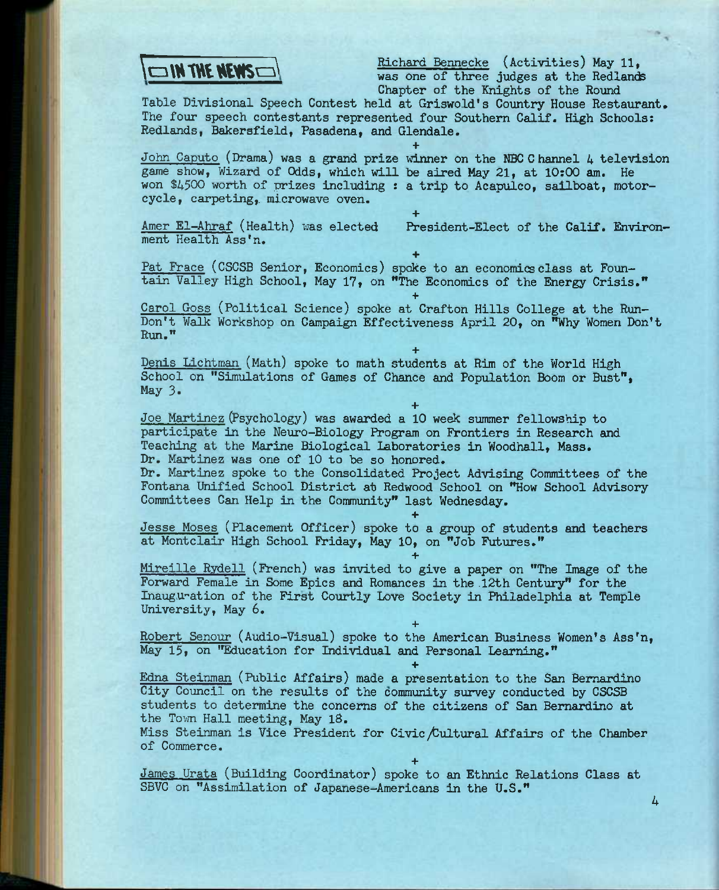## IN THE NEWS

Richard Bennecke (Activities) May 11, was one of three judges at the Redlands Chapter of the Knights of the Round Table Divisional Speech Contest held at Griswold's Country House Restaurant. The four speech contestants represented four Southern Calif. High Schools: Redlands, Bakersfield, Pasadena, and Glendale.

+

John Caputo (Drama) was a grand prize winner on the NBC Channel 4 television game show, Wizard of Odds, which will be aired May 21, at 10:00 am. He won $4500 worth of prizes including : a trip to Acapulco, sailboat, motorcycle, carpeting, microwave oven.

+

Amer El-Ahraf (Health) was elected President-Elect of the Calif. Environment Health Ass'n.

+

Pat Frace (CSCSB Senior, Economics) spoke to an economics class at Fountain Valley High School, May 17, on "The Economics of the Energy Crisis."

+

Carol Goss (Political Science) spoke at Crafton Hills College at the Run-Don't Walk Workshop on Campaign Effectiveness April 20, on "Why Women Don't Run."

+

Denis Lichtman (Math) spoke to math students at Rim of the World High School on "Simulations of Games of Chance and Population Boom or Bust", May 3.

+

Joe Martinez (Psychology) was awarded a 10 week summer fellowship to participate in the Neuro-Biology Program on Frontiers in Research and Teaching at the Marine Biological Laboratories in Woodhall, Mass. Dr. Martinez was one of 10 to be so honored.

Dr. Martinez spoke to the Consolidated Project Advising Committees of the Fontana Unified School District at Redwood School on "How School Advisory Committees Can Help in the Community" last Wednesday.

+

Jesse Moses (Placement Officer) spoke to a group of students and teachers at Montclair High School Friday, May 10, on "Job Futures."

+

Mireille Rydell (French) was invited to give a paper on "The Image of the Forward Female in Some Epics and Romances in the 12th Century" for the Inauguration of the First Courtly Love Society in Philadelphia at Temple University, May 6.

+

Robert Senour (Audio-Visual) spoke to the American Business Women's Ass'n, May 15, on "Education for Individual and Personal Learning."

+

Edna Steinman (Public Affairs) made a presentation to the San Bernardino City Council on the results of the community survey conducted by CSCSB students to determine the concerns of the citizens of San Bernardino at the Town Hall meeting, May 18.

Miss Steinman is Vice President for Civic/Cultural Affairs of the Chamber of Commerce.

+

James Urata (Building Coordinator) spoke to an Ethnic Relations Class at SBVC on "Assimilation of Japanese-Americans in the U.S."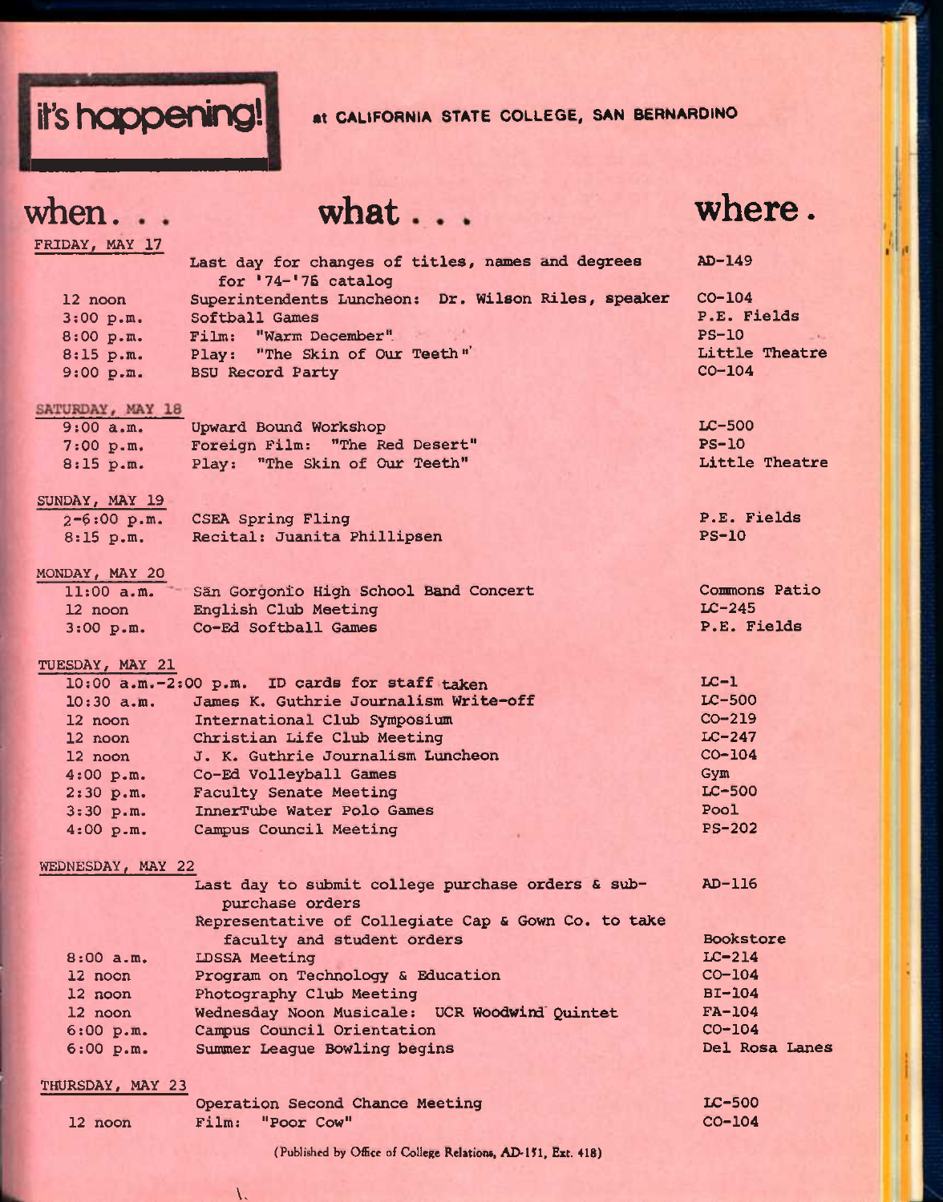# it's happening! at CALIFORNIA STATE COLLEGE, SAN BERNARDINO

| when... | what... | where. |
|---|---|---|
| **FRIDAY, MAY 17** | | |
| | Last day for changes of titles, names and degrees for '74-'75 catalog | AD-149 |
| 12 noon | Superintendents Luncheon: Dr. Wilson Riles, speaker | CO-104 |
| 3:00 p.m. | Softball Games | P.E. Fields |
| 8:00 p.m. | Film: "Warm December" | PS-10 |
| 8:15 p.m. | Play: "The Skin of Our Teeth" | Little Theatre |
| 9:00 p.m. | BSU Record Party | CO-104 |
| **SATURDAY, MAY 18** | | |
| 9:00 a.m. | Upward Bound Workshop | LC-500 |
| 7:00 p.m. | Foreign Film: "The Red Desert" | PS-10 |
| 8:15 p.m. | Play: "The Skin of Our Teeth" | Little Theatre |
| **SUNDAY, MAY 19** | | |
| 2-6:00 p.m. | CSEA Spring Fling | P.E. Fields |
| 8:15 p.m. | Recital: Juanita Phillipsen | PS-10 |
| **MONDAY, MAY 20** | | |
| 11:00 a.m. | San Gorgonio High School Band Concert | Commons Patio |
| 12 noon | English Club Meeting | LC-245 |
| 3:00 p.m. | Co-Ed Softball Games | P.E. Fields |
| **TUESDAY, MAY 21** | | |
| 10:00 a.m.-2:00 p.m. | ID cards for staff taken | LC-1 |
| 10:30 a.m. | James K. Guthrie Journalism Write-off | LC-500 |
| 12 noon | International Club Symposium | CO-219 |
| 12 noon | Christian Life Club Meeting | LC-247 |
| 12 noon | J. K. Guthrie Journalism Luncheon | CO-104 |
| 4:00 p.m. | Co-Ed Volleyball Games | Gym |
| 2:30 p.m. | Faculty Senate Meeting | LC-500 |
| 3:30 p.m. | InnerTube Water Polo Games | Pool |
| 4:00 p.m. | Campus Council Meeting | PS-202 |
| **WEDNESDAY, MAY 22** | | |
| | Last day to submit college purchase orders & sub-purchase orders | AD-116 |
| | Representative of Collegiate Cap & Gown Co. to take faculty and student orders | Bookstore |
| 8:00 a.m. | LDSSA Meeting | LC-214 |
| 12 noon | Program on Technology & Education | CO-104 |
| 12 noon | Photography Club Meeting | BI-104 |
| 12 noon | Wednesday Noon Musicale: UCR Woodwind Quintet | FA-104 |
| 6:00 p.m. | Campus Council Orientation | CO-104 |
| 6:00 p.m. | Summer League Bowling begins | Del Rosa Lanes |
| **THURSDAY, MAY 23** | | |
| | Operation Second Chance Meeting | LC-500 |
| 12 noon | Film: "Poor Cow" | CO-104 |

(Published by Office of College Relations, AD-151, Ext. 418)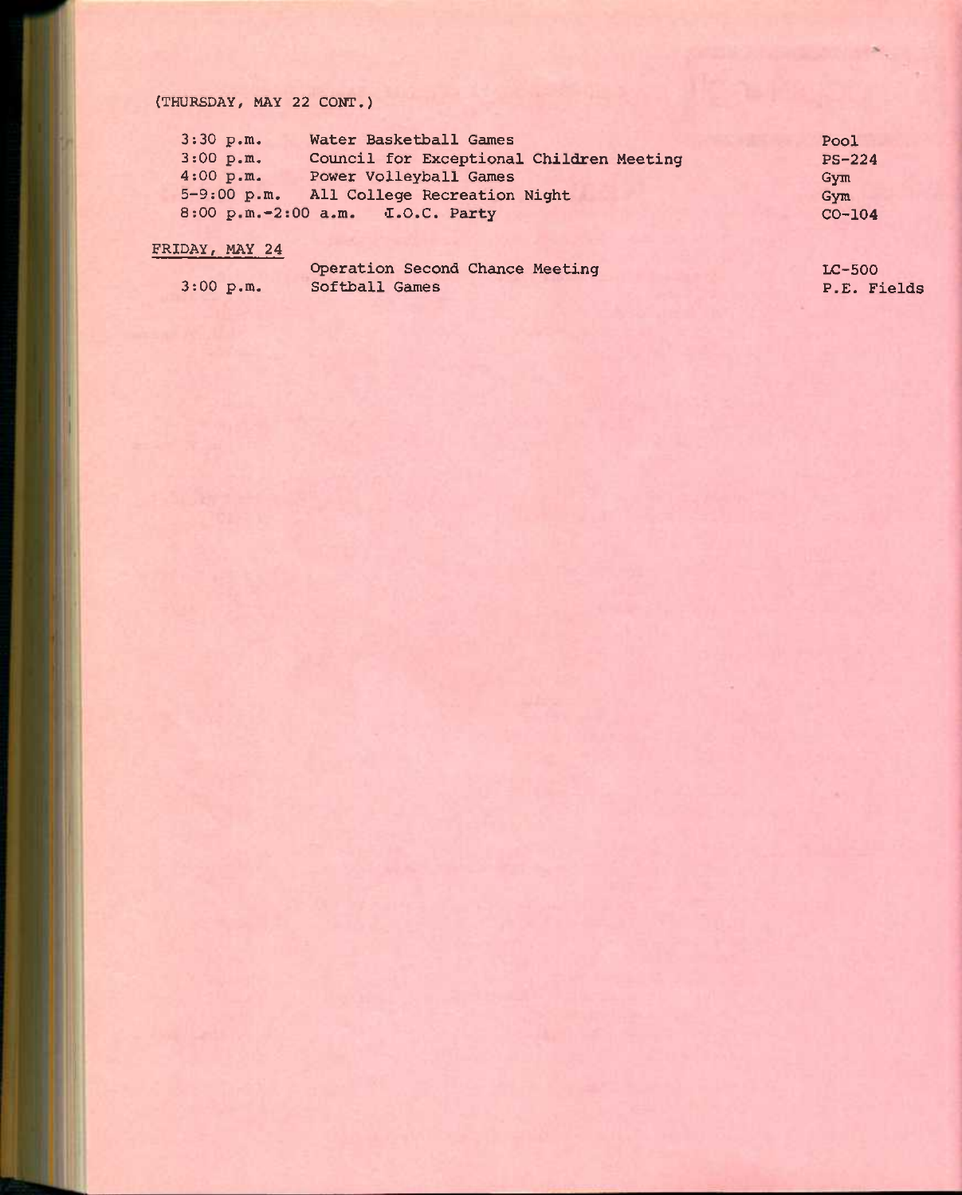(THURSDAY, MAY 22 CONT.)

| | | |
|---|---|---|
| 3:30 p.m. | Water Basketball Games | Pool |
| 3:00 p.m. | Council for Exceptional Children Meeting | PS-224 |
| 4:00 p.m. | Power Volleyball Games | Gym |
| 5-9:00 p.m. | All College Recreation Night | Gym |
| 8:00 p.m.-2:00 a.m. | I.O.C. Party | CO-104 |

FRIDAY, MAY 24

| | | |
|---|---|---|
| | Operation Second Chance Meeting | LC-500 |
| 3:00 p.m. | Softball Games | P.E. Fields |